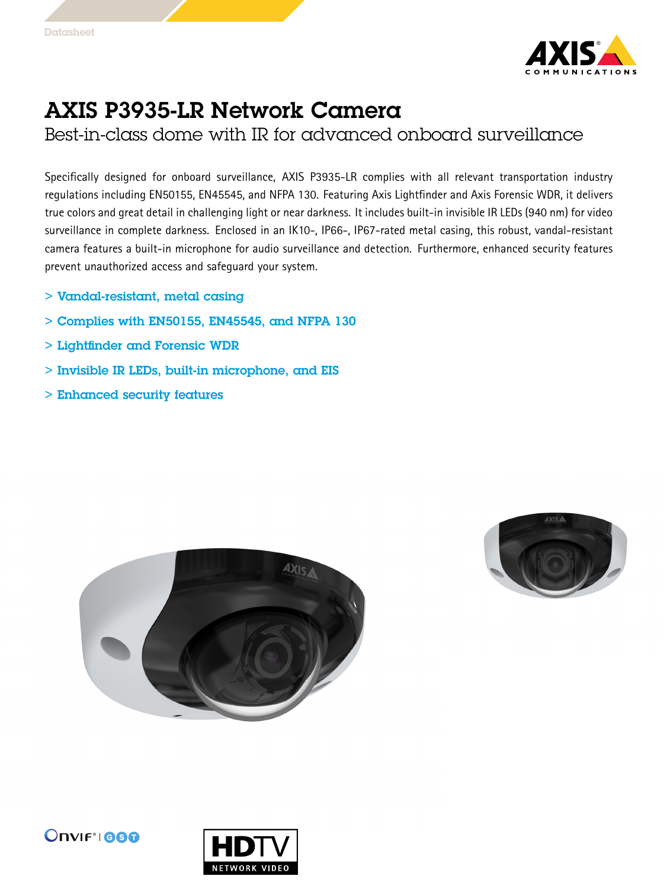Datasheet

# AXIS P3935-LR Network Camera

## Best-in-class dome with IR for advanced onboard surveillance

Specifically designed for onboard surveillance, AXIS P3935-LR complies with all relevant transportation industry regulations including EN50155, EN45545, and NFPA 130. Featuring Axis Lightfinder and Axis Forensic WDR, it delivers true colors and great detail in challenging light or near darkness. It includes built-in invisible IR LEDs (940 nm) for video surveillance in complete darkness. Enclosed in an IK10-, IP66-, IP67-rated metal casing, this robust, vandal-resistant camera features a built-in microphone for audio surveillance and detection. Furthermore, enhanced security features prevent unauthorized access and safeguard your system.

- **Vandal-resistant, metal casing**
- **Complies with EN50155, EN45545, and NFPA 130**
- **Lightfinder and Forensic WDR**
- **Invisible IR LEDs, built-in microphone, and EIS**
- **Enhanced security features**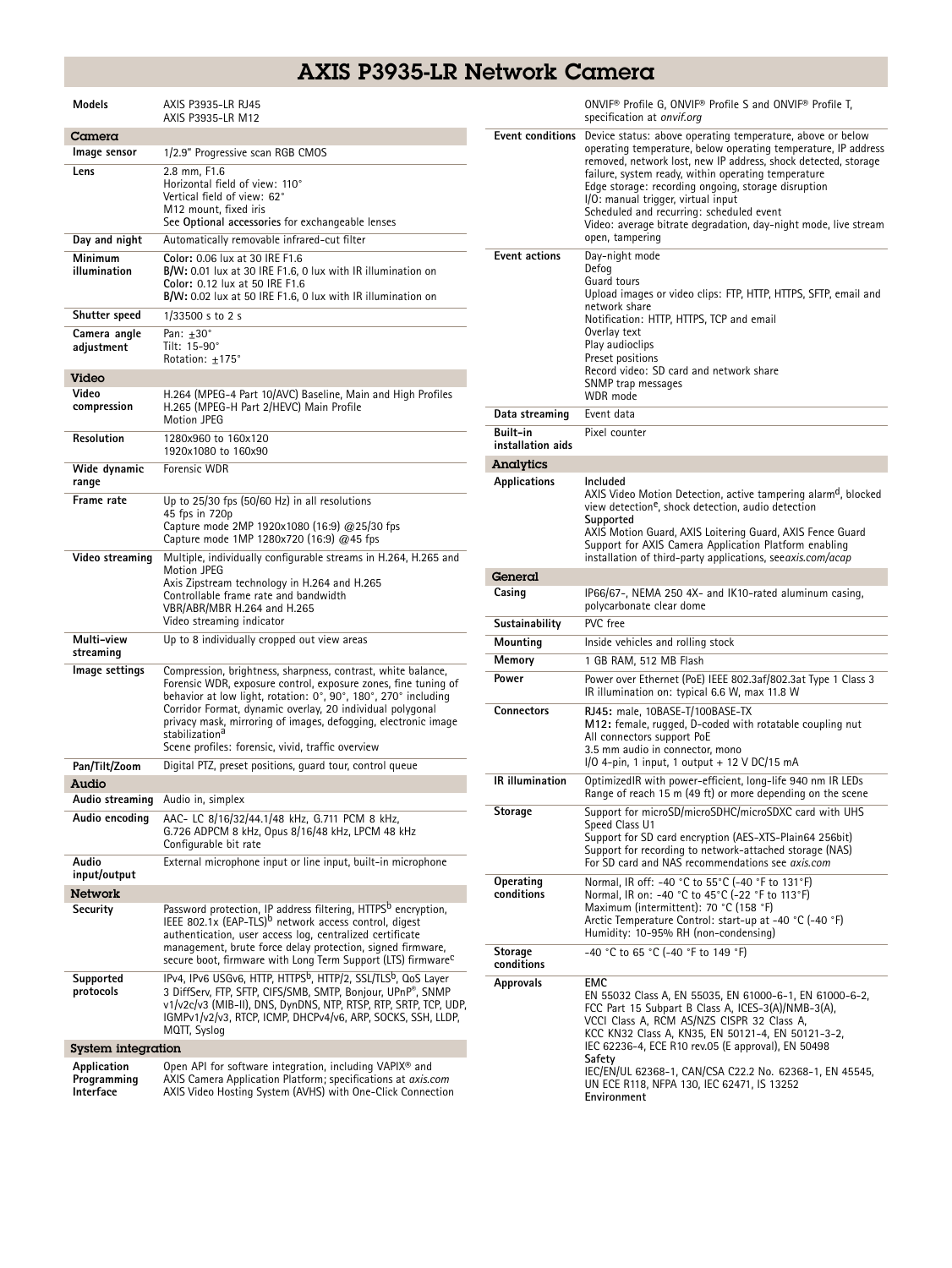# AXIS P3935-LR Network Camera

| | |
|---|---|
| **Models** | AXIS P3935-LR RJ45<br>AXIS P3935-LR M12 |

## Camera

| | |
|---|---|
| **Image sensor** | 1/2.9" Progressive scan RGB CMOS |
| **Lens** | 2.8 mm, F1.6<br>Horizontal field of view: 110°<br>Vertical field of view: 62°<br>M12 mount, fixed iris<br>See **Optional accessories** for exchangeable lenses |
| **Day and night** | Automatically removable infrared-cut filter |
| **Minimum illumination** | **Color:** 0.06 lux at 30 IRE F1.6<br>**B/W:** 0.01 lux at 30 IRE F1.6, 0 lux with IR illumination on<br>**Color:** 0.12 lux at 50 IRE F1.6<br>**B/W:** 0.02 lux at 50 IRE F1.6, 0 lux with IR illumination on |
| **Shutter speed** | 1/33500 s to 2 s |
| **Camera angle adjustment** | Pan: ±30°<br>Tilt: 15-90°<br>Rotation: ±175° |

## Video

| | |
|---|---|
| **Video compression** | H.264 (MPEG-4 Part 10/AVC) Baseline, Main and High Profiles<br>H.265 (MPEG-H Part 2/HEVC) Main Profile<br>Motion JPEG |
| **Resolution** | 1280x960 to 160x120<br>1920x1080 to 160x90 |
| **Wide dynamic range** | Forensic WDR |
| **Frame rate** | Up to 25/30 fps (50/60 Hz) in all resolutions<br>45 fps in 720p<br>Capture mode 2MP 1920x1080 (16:9) @25/30 fps<br>Capture mode 1MP 1280x720 (16:9) @45 fps |
| **Video streaming** | Multiple, individually configurable streams in H.264, H.265 and Motion JPEG<br>Axis Zipstream technology in H.264 and H.265<br>Controllable frame rate and bandwidth<br>VBR/ABR/MBR H.264 and H.265<br>Video streaming indicator |
| **Multi-view streaming** | Up to 8 individually cropped out view areas |
| **Image settings** | Compression, brightness, sharpness, contrast, white balance, Forensic WDR, exposure control, exposure zones, fine tuning of behavior at low light, rotation: 0°, 90°, 180°, 270° including Corridor Format, dynamic overlay, 20 individual polygonal privacy mask, mirroring of images, defogging, electronic image stabilization[a]<br>Scene profiles: forensic, vivid, traffic overview |
| **Pan/Tilt/Zoom** | Digital PTZ, preset positions, guard tour, control queue |

## Audio

| | |
|---|---|
| **Audio streaming** | Audio in, simplex |
| **Audio encoding** | AAC- LC 8/16/32/44.1/48 kHz, G.711 PCM 8 kHz, G.726 ADPCM 8 kHz, Opus 8/16/48 kHz, LPCM 48 kHz<br>Configurable bit rate |
| **Audio input/output** | External microphone input or line input, built-in microphone |

## Network

| | |
|---|---|
| **Security** | Password protection, IP address filtering, HTTPS[b] encryption, IEEE 802.1x (EAP-TLS)[b] network access control, digest authentication, user access log, centralized certificate management, brute force delay protection, signed firmware, secure boot, firmware with Long Term Support (LTS) firmware[c] |
| **Supported protocols** | IPv4, IPv6 USGv6, HTTP, HTTPS[b], HTTP/2, SSL/TLS[b], QoS Layer 3 DiffServ, FTP, SFTP, CIFS/SMB, SMTP, Bonjour, UPnP®, SNMP v1/v2c/v3 (MIB-II), DNS, DynDNS, NTP, RTSP, RTP, SRTP, TCP, UDP, IGMPv1/v2/v3, RTCP, ICMP, DHCPv4/v6, ARP, SOCKS, SSH, LLDP, MQTT, Syslog |

## System integration

| | |
|---|---|
| **Application Programming Interface** | Open API for software integration, including VAPIX® and AXIS Camera Application Platform; specifications at *axis.com*<br>AXIS Video Hosting System (AVHS) with One-Click Connection<br>ONVIF® Profile G, ONVIF® Profile S and ONVIF® Profile T, specification at *onvif.org* |
| **Event conditions** | Device status: above operating temperature, above or below operating temperature, below operating temperature, IP address removed, network lost, new IP address, shock detected, storage failure, system ready, within operating temperature<br>Edge storage: recording ongoing, storage disruption<br>I/O: manual trigger, virtual input<br>Scheduled and recurring: scheduled event<br>Video: average bitrate degradation, day-night mode, live stream open, tampering |
| **Event actions** | Day-night mode<br>Defog<br>Guard tours<br>Upload images or video clips: FTP, HTTP, HTTPS, SFTP, email and network share<br>Notification: HTTP, HTTPS, TCP and email<br>Overlay text<br>Play audioclips<br>Preset positions<br>Record video: SD card and network share<br>SNMP trap messages<br>WDR mode |
| **Data streaming** | Event data |
| **Built-in installation aids** | Pixel counter |

## Analytics

| | |
|---|---|
| **Applications** | **Included**<br>AXIS Video Motion Detection, active tampering alarm[d], blocked view detection[e], shock detection, audio detection<br>**Supported**<br>AXIS Motion Guard, AXIS Loitering Guard, AXIS Fence Guard<br>Support for AXIS Camera Application Platform enabling installation of third-party applications, see*axis.com/acap* |

## General

| | |
|---|---|
| **Casing** | IP66/67-, NEMA 250 4X- and IK10-rated aluminum casing, polycarbonate clear dome |
| **Sustainability** | PVC free |
| **Mounting** | Inside vehicles and rolling stock |
| **Memory** | 1 GB RAM, 512 MB Flash |
| **Power** | Power over Ethernet (PoE) IEEE 802.3af/802.3at Type 1 Class 3<br>IR illumination on: typical 6.6 W, max 11.8 W |
| **Connectors** | **RJ45:** male, 10BASE-T/100BASE-TX<br>**M12:** female, rugged, D-coded with rotatable coupling nut<br>All connectors support PoE<br>3.5 mm audio in connector, mono<br>I/O 4-pin, 1 input, 1 output + 12 V DC/15 mA |
| **IR illumination** | OptimizedIR with power-efficient, long-life 940 nm IR LEDs<br>Range of reach 15 m (49 ft) or more depending on the scene |
| **Storage** | Support for microSD/microSDHC/microSDXC card with UHS Speed Class U1<br>Support for SD card encryption (AES-XTS-Plain64 256bit)<br>Support for recording to network-attached storage (NAS)<br>For SD card and NAS recommendations see *axis.com* |
| **Operating conditions** | Normal, IR off: -40 °C to 55°C (-40 °F to 131°F)<br>Normal, IR on: -40 °C to 45°C (-22 °F to 113°F)<br>Maximum (intermittent): 70 °C (158 °F)<br>Arctic Temperature Control: start-up at -40 °C (-40 °F)<br>Humidity: 10-95% RH (non-condensing) |
| **Storage conditions** | -40 °C to 65 °C (-40 °F to 149 °F) |
| **Approvals** | **EMC**<br>EN 55032 Class A, EN 55035, EN 61000-6-1, EN 61000-6-2, FCC Part 15 Subpart B Class A, ICES-3(A)/NMB-3(A), VCCI Class A, RCM AS/NZS CISPR 32 Class A, KCC KN32 Class A, KN35, EN 50121-4, EN 50121-3-2, IEC 62236-4, ECE R10 rev.05 (E approval), EN 50498<br>**Safety**<br>IEC/EN/UL 62368-1, CAN/CSA C22.2 No. 62368-1, EN 45545, UN ECE R118, NFPA 130, IEC 62471, IS 13252<br>**Environment** |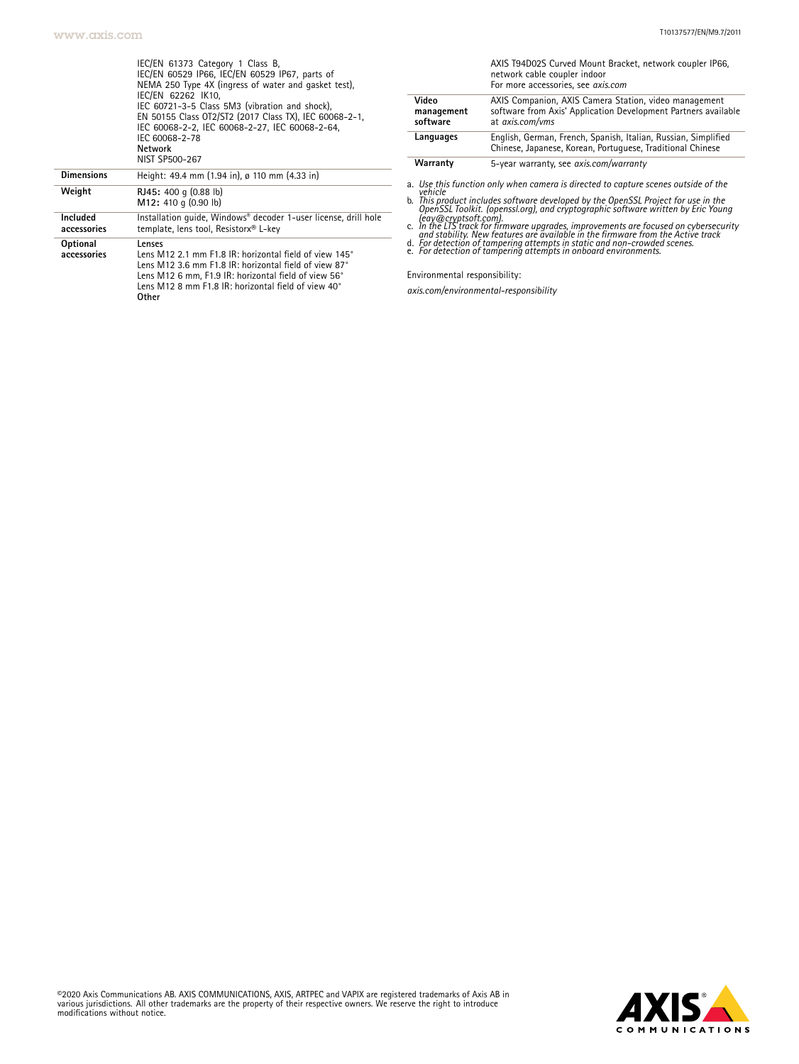| | |
|---|---|
| | IEC/EN 61373 Category 1 Class B, IEC/EN 60529 IP66, IEC/EN 60529 IP67, parts of NEMA 250 Type 4X (ingress of water and gasket test), IEC/EN 62262 IK10, IEC 60721-3-5 Class 5M3 (vibration and shock), EN 50155 Class OT2/ST2 (2017 Class TX), IEC 60068-2-1, IEC 60068-2-2, IEC 60068-2-27, IEC 60068-2-64, IEC 60068-2-78<br>**Network**<br>NIST SP500-267 |
| **Dimensions** | Height: 49.4 mm (1.94 in), ø 110 mm (4.33 in) |
| **Weight** | **RJ45:** 400 g (0.88 lb)<br>**M12:** 410 g (0.90 lb) |
| **Included accessories** | Installation guide, Windows® decoder 1-user license, drill hole template, lens tool, Resistorx® L-key |
| **Optional accessories** | **Lenses**<br>Lens M12 2.1 mm F1.8 IR: horizontal field of view 145°<br>Lens M12 3.6 mm F1.8 IR: horizontal field of view 87°<br>Lens M12 6 mm, F1.9 IR: horizontal field of view 56°<br>Lens M12 8 mm F1.8 IR: horizontal field of view 40°<br>**Other**<br>AXIS T94D02S Curved Mount Bracket, network coupler IP66, network cable coupler indoor<br>For more accessories, see *axis.com* |
| **Video management software** | AXIS Companion, AXIS Camera Station, video management software from Axis' Application Development Partners available at *axis.com/vms* |
| **Languages** | English, German, French, Spanish, Italian, Russian, Simplified Chinese, Japanese, Korean, Portuguese, Traditional Chinese |
| **Warranty** | 5-year warranty, see *axis.com/warranty* |

a. *Use this function only when camera is directed to capture scenes outside of the vehicle*
b. *This product includes software developed by the OpenSSL Project for use in the OpenSSL Toolkit. (openssl.org), and cryptographic software written by Eric Young (eay@cryptsoft.com).*
c. *In the LTS track for firmware upgrades, improvements are focused on cybersecurity and stability. New features are available in the firmware from the Active track*
d. *For detection of tampering attempts in static and non-crowded scenes.*
e. *For detection of tampering attempts in onboard environments.*

Environmental responsibility:

*axis.com/environmental-responsibility*

©2020 Axis Communications AB. AXIS COMMUNICATIONS, AXIS, ARTPEC and VAPIX are registered trademarks of Axis AB in various jurisdictions. All other trademarks are the property of their respective owners. We reserve the right to introduce modifications without notice.